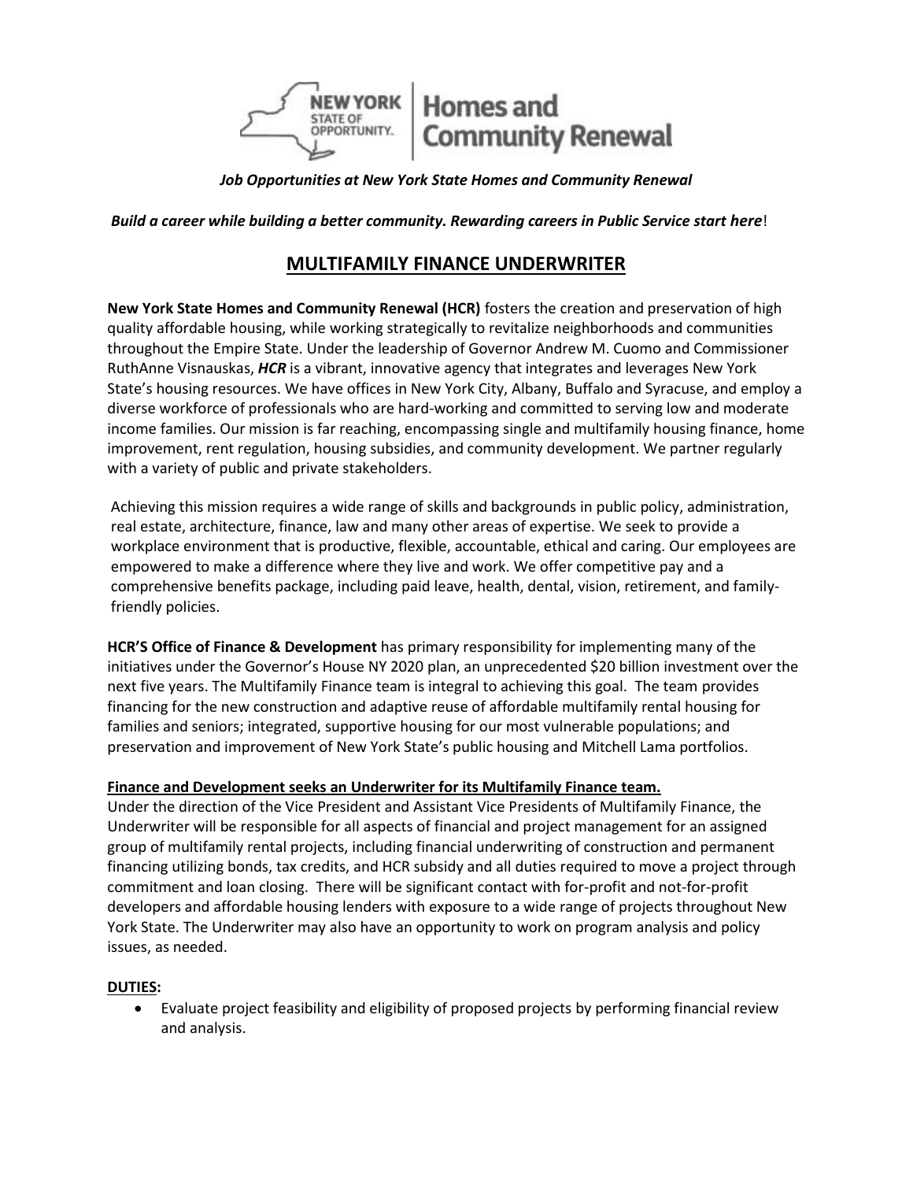*Job Opportunities at New York State Homes and Community Renewal*

***Build a career while building a better community. Rewarding careers in Public Service start here!***

# MULTIFAMILY FINANCE UNDERWRITER

**New York State Homes and Community Renewal (HCR)** fosters the creation and preservation of high quality affordable housing, while working strategically to revitalize neighborhoods and communities throughout the Empire State. Under the leadership of Governor Andrew M. Cuomo and Commissioner RuthAnne Visnauskas, ***HCR*** is a vibrant, innovative agency that integrates and leverages New York State's housing resources. We have offices in New York City, Albany, Buffalo and Syracuse, and employ a diverse workforce of professionals who are hard-working and committed to serving low and moderate income families. Our mission is far reaching, encompassing single and multifamily housing finance, home improvement, rent regulation, housing subsidies, and community development. We partner regularly with a variety of public and private stakeholders.

Achieving this mission requires a wide range of skills and backgrounds in public policy, administration, real estate, architecture, finance, law and many other areas of expertise. We seek to provide a workplace environment that is productive, flexible, accountable, ethical and caring. Our employees are empowered to make a difference where they live and work. We offer competitive pay and a comprehensive benefits package, including paid leave, health, dental, vision, retirement, and family-friendly policies.

**HCR'S Office of Finance & Development** has primary responsibility for implementing many of the initiatives under the Governor's House NY 2020 plan, an unprecedented $20 billion investment over the next five years. The Multifamily Finance team is integral to achieving this goal. The team provides financing for the new construction and adaptive reuse of affordable multifamily rental housing for families and seniors; integrated, supportive housing for our most vulnerable populations; and preservation and improvement of New York State's public housing and Mitchell Lama portfolios.

**Finance and Development seeks an Underwriter for its Multifamily Finance team.**

Under the direction of the Vice President and Assistant Vice Presidents of Multifamily Finance, the Underwriter will be responsible for all aspects of financial and project management for an assigned group of multifamily rental projects, including financial underwriting of construction and permanent financing utilizing bonds, tax credits, and HCR subsidy and all duties required to move a project through commitment and loan closing. There will be significant contact with for-profit and not-for-profit developers and affordable housing lenders with exposure to a wide range of projects throughout New York State. The Underwriter may also have an opportunity to work on program analysis and policy issues, as needed.

**DUTIES:**

- Evaluate project feasibility and eligibility of proposed projects by performing financial review and analysis.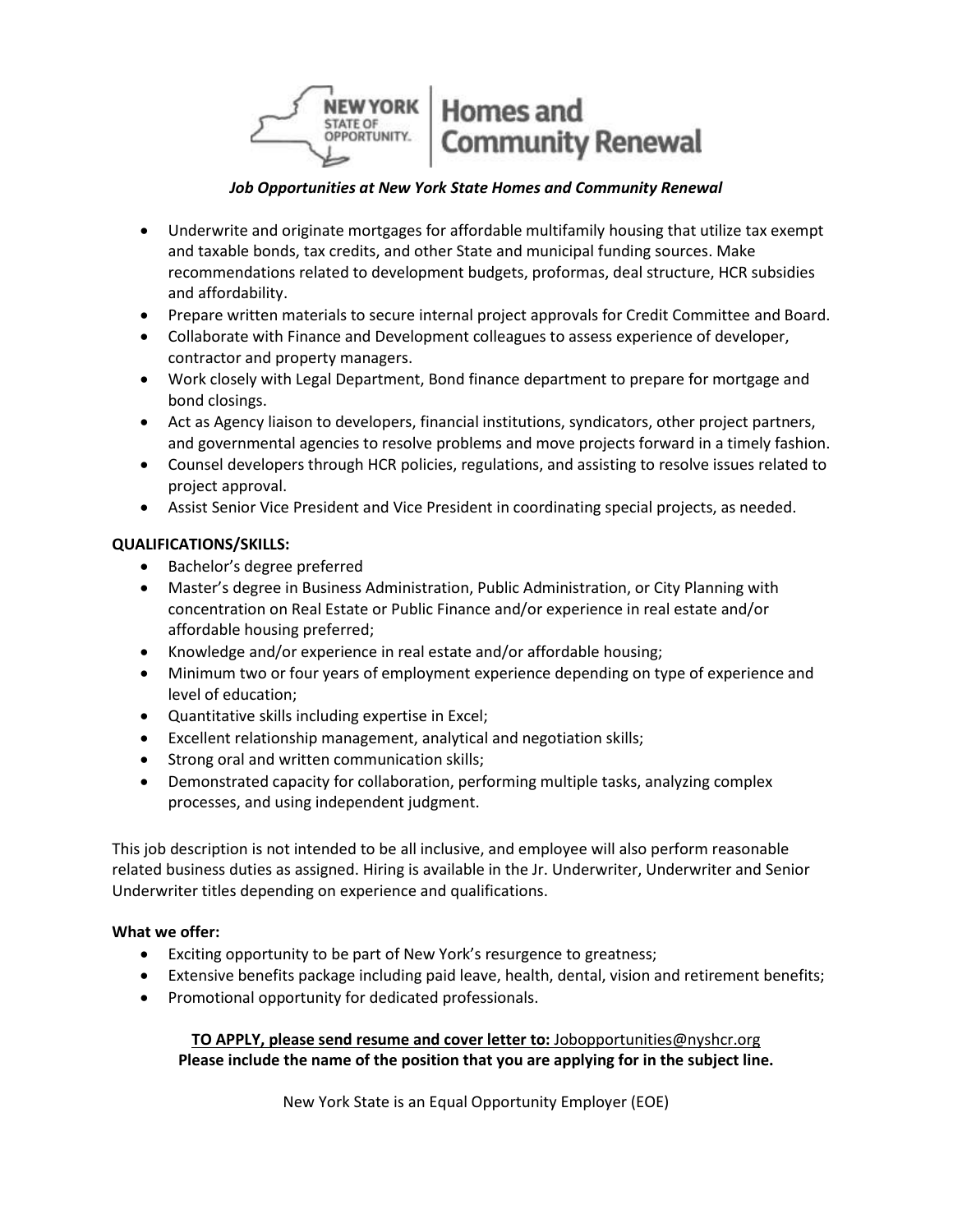*Job Opportunities at New York State Homes and Community Renewal*

- Underwrite and originate mortgages for affordable multifamily housing that utilize tax exempt and taxable bonds, tax credits, and other State and municipal funding sources. Make recommendations related to development budgets, proformas, deal structure, HCR subsidies and affordability.
- Prepare written materials to secure internal project approvals for Credit Committee and Board.
- Collaborate with Finance and Development colleagues to assess experience of developer, contractor and property managers.
- Work closely with Legal Department, Bond finance department to prepare for mortgage and bond closings.
- Act as Agency liaison to developers, financial institutions, syndicators, other project partners, and governmental agencies to resolve problems and move projects forward in a timely fashion.
- Counsel developers through HCR policies, regulations, and assisting to resolve issues related to project approval.
- Assist Senior Vice President and Vice President in coordinating special projects, as needed.

**QUALIFICATIONS/SKILLS:**

- Bachelor's degree preferred
- Master's degree in Business Administration, Public Administration, or City Planning with concentration on Real Estate or Public Finance and/or experience in real estate and/or affordable housing preferred;
- Knowledge and/or experience in real estate and/or affordable housing;
- Minimum two or four years of employment experience depending on type of experience and level of education;
- Quantitative skills including expertise in Excel;
- Excellent relationship management, analytical and negotiation skills;
- Strong oral and written communication skills;
- Demonstrated capacity for collaboration, performing multiple tasks, analyzing complex processes, and using independent judgment.

This job description is not intended to be all inclusive, and employee will also perform reasonable related business duties as assigned. Hiring is available in the Jr. Underwriter, Underwriter and Senior Underwriter titles depending on experience and qualifications.

**What we offer:**

- Exciting opportunity to be part of New York's resurgence to greatness;
- Extensive benefits package including paid leave, health, dental, vision and retirement benefits;
- Promotional opportunity for dedicated professionals.

**TO APPLY, please send resume and cover letter to:** Jobopportunities@nyshcr.org
**Please include the name of the position that you are applying for in the subject line.**

New York State is an Equal Opportunity Employer (EOE)